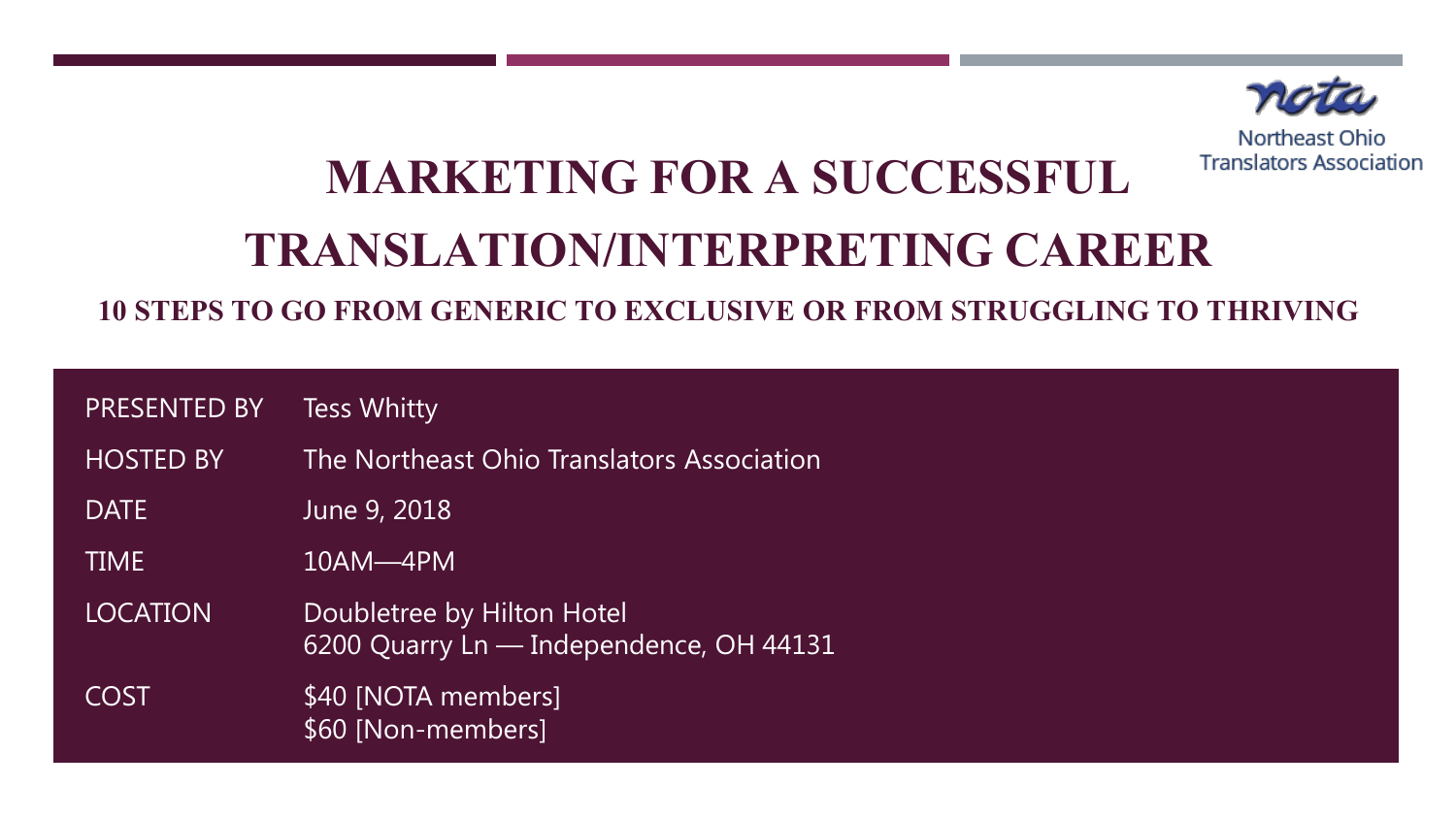nota

Northeast Ohio Translators Association

# MARKETING FOR A SUCCESSFUL TRANSLATION/INTERPRETING CAREER

### 10 STEPS TO GO FROM GENERIC TO EXCLUSIVE OR FROM STRUGGLING TO THRIVING

| | |
|---|---|
| PRESENTED BY | Tess Whitty |
| HOSTED BY | The Northeast Ohio Translators Association |
| DATE | June 9, 2018 |
| TIME | 10AM—4PM |
| LOCATION | Doubletree by Hilton Hotel<br>6200 Quarry Ln — Independence, OH 44131 |
| COST | $40 [NOTA members]<br>$60 [Non-members] |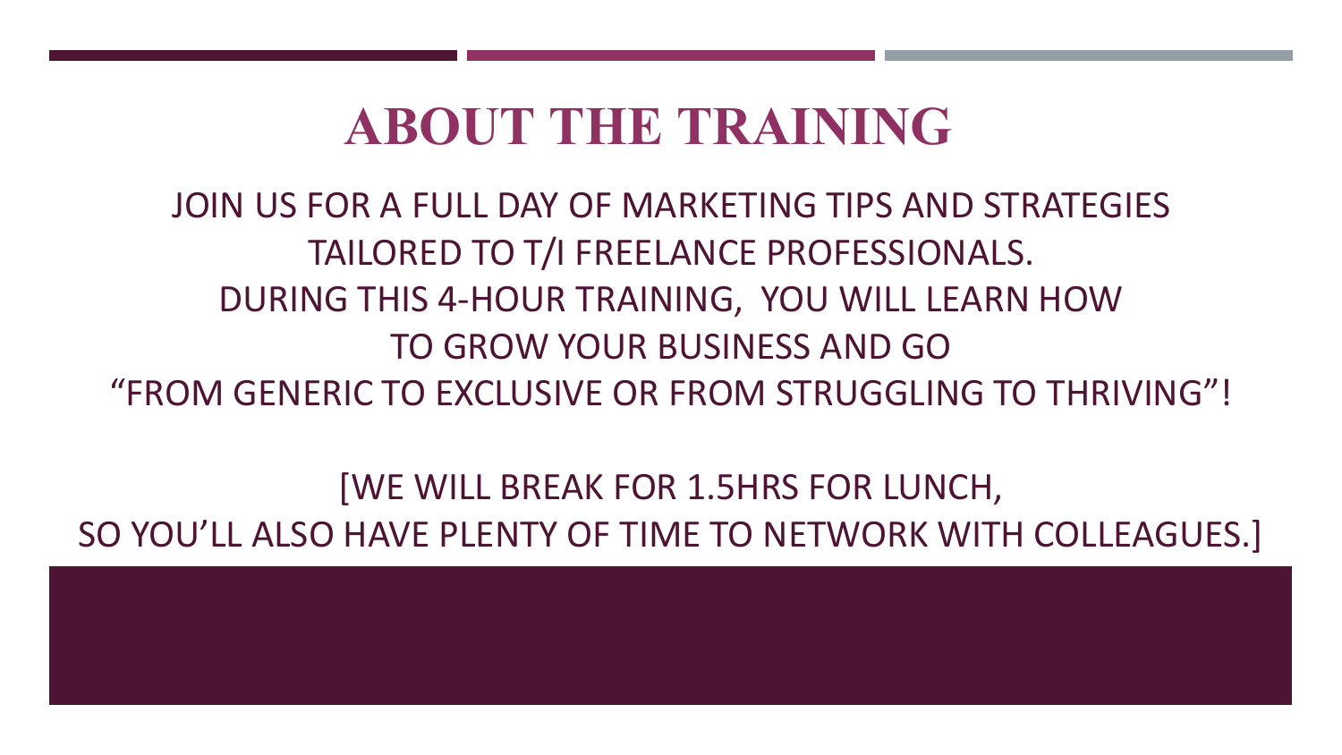# ABOUT THE TRAINING

JOIN US FOR A FULL DAY OF MARKETING TIPS AND STRATEGIES TAILORED TO T/I FREELANCE PROFESSIONALS.
DURING THIS 4-HOUR TRAINING, YOU WILL LEARN HOW TO GROW YOUR BUSINESS AND GO
"FROM GENERIC TO EXCLUSIVE OR FROM STRUGGLING TO THRIVING"!

[WE WILL BREAK FOR 1.5HRS FOR LUNCH,
SO YOU'LL ALSO HAVE PLENTY OF TIME TO NETWORK WITH COLLEAGUES.]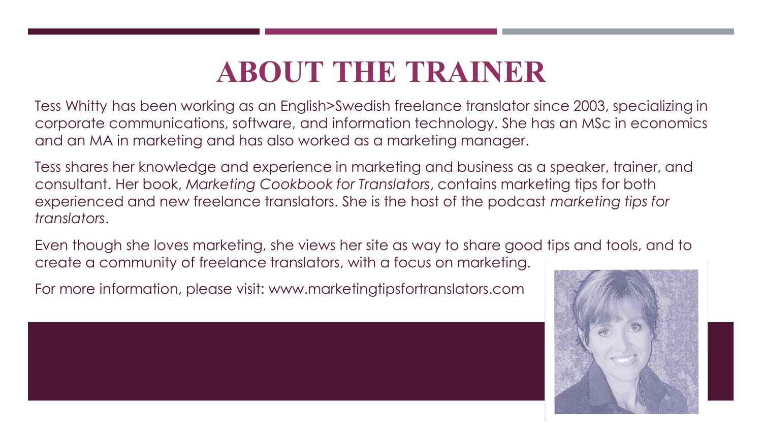# ABOUT THE TRAINER

Tess Whitty has been working as an English>Swedish freelance translator since 2003, specializing in corporate communications, software, and information technology. She has an MSc in economics and an MA in marketing and has also worked as a marketing manager.

Tess shares her knowledge and experience in marketing and business as a speaker, trainer, and consultant. Her book, *Marketing Cookbook for Translators*, contains marketing tips for both experienced and new freelance translators. She is the host of the podcast *marketing tips for translators*.

Even though she loves marketing, she views her site as way to share good tips and tools, and to create a community of freelance translators, with a focus on marketing.

For more information, please visit: www.marketingtipsfortranslators.com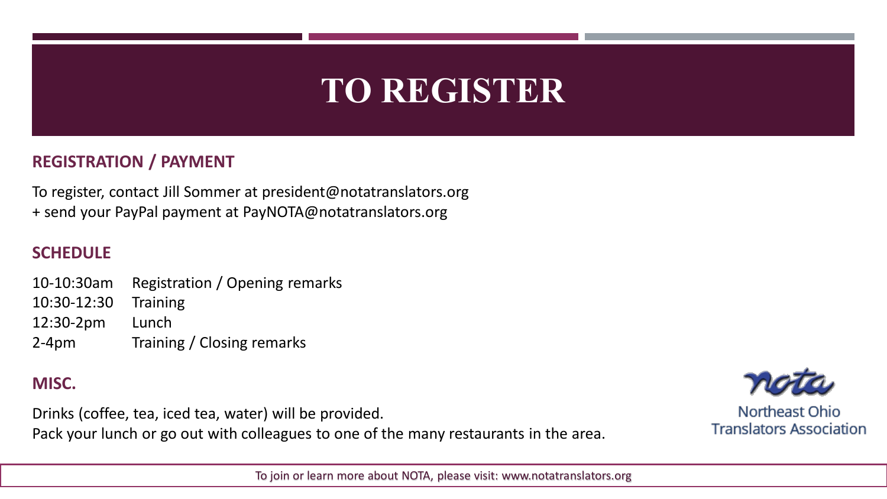# TO REGISTER

## REGISTRATION / PAYMENT

To register, contact Jill Sommer at president@notatranslators.org
+ send your PayPal payment at PayNOTA@notatranslators.org

## SCHEDULE

| | |
|---|---|
| 10-10:30am | Registration / Opening remarks |
| 10:30-12:30 | Training |
| 12:30-2pm | Lunch |
| 2-4pm | Training / Closing remarks |

## MISC.

Drinks (coffee, tea, iced tea, water) will be provided.
Pack your lunch or go out with colleagues to one of the many restaurants in the area.

nota
Northeast Ohio Translators Association

To join or learn more about NOTA, please visit: www.notatranslators.org